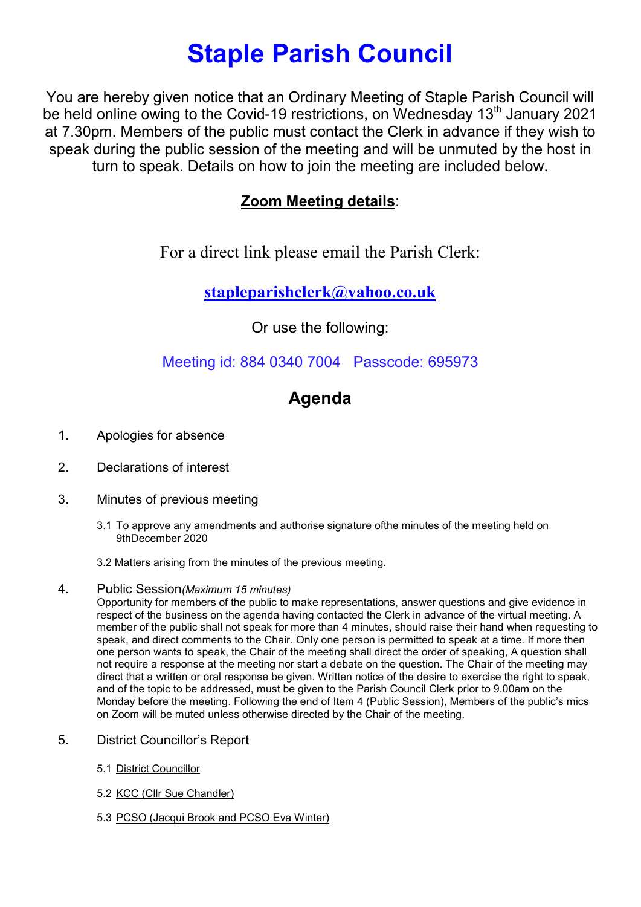# Staple Parish Council

You are hereby given notice that an Ordinary Meeting of Staple Parish Council will be held online owing to the Covid-19 restrictions, on Wednesday 13th January 2021 at 7.30pm. Members of the public must contact the Clerk in advance if they wish to speak during the public session of the meeting and will be unmuted by the host in turn to speak. Details on how to join the meeting are included below.

**Zoom Meeting details**:

For a direct link please email the Parish Clerk:

**stapleparishclerk@yahoo.co.uk**

Or use the following:

Meeting id: 884 0340 7004   Passcode: 695973

## Agenda

1. Apologies for absence

2. Declarations of interest

3. Minutes of previous meeting

   3.1 To approve any amendments and authorise signature ofthe minutes of the meeting held on 9thDecember 2020

   3.2 Matters arising from the minutes of the previous meeting.

4. Public Session*(Maximum 15 minutes)*
   Opportunity for members of the public to make representations, answer questions and give evidence in respect of the business on the agenda having contacted the Clerk in advance of the virtual meeting. A member of the public shall not speak for more than 4 minutes, should raise their hand when requesting to speak, and direct comments to the Chair. Only one person is permitted to speak at a time. If more then one person wants to speak, the Chair of the meeting shall direct the order of speaking, A question shall not require a response at the meeting nor start a debate on the question. The Chair of the meeting may direct that a written or oral response be given. Written notice of the desire to exercise the right to speak, and of the topic to be addressed, must be given to the Parish Council Clerk prior to 9.00am on the Monday before the meeting. Following the end of Item 4 (Public Session), Members of the public's mics on Zoom will be muted unless otherwise directed by the Chair of the meeting.

5. District Councillor's Report

   5.1 District Councillor

   5.2 KCC (Cllr Sue Chandler)

   5.3 PCSO (Jacqui Brook and PCSO Eva Winter)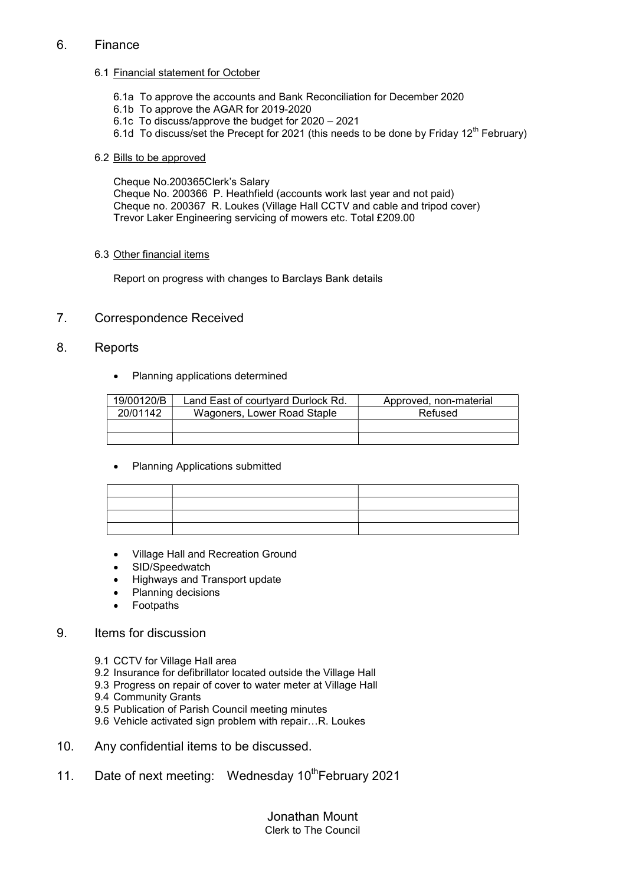## 6. Finance

### 6.1 Financial statement for October

6.1a To approve the accounts and Bank Reconciliation for December 2020
6.1b To approve the AGAR for 2019-2020
6.1c To discuss/approve the budget for 2020 – 2021
6.1d To discuss/set the Precept for 2021 (this needs to be done by Friday 12th February)

### 6.2 Bills to be approved

Cheque No.200365Clerk's Salary
Cheque No. 200366 P. Heathfield (accounts work last year and not paid)
Cheque no. 200367 R. Loukes (Village Hall CCTV and cable and tripod cover)
Trevor Laker Engineering servicing of mowers etc. Total £209.00

### 6.3 Other financial items

Report on progress with changes to Barclays Bank details

## 7. Correspondence Received

## 8. Reports

- Planning applications determined

| | | |
|---|---|---|
| 19/00120/B | Land East of courtyard Durlock Rd. | Approved, non-material |
| 20/01142 | Wagoners, Lower Road Staple | Refused |
| | | |
| | | |

- Planning Applications submitted

| | | |
|---|---|---|
| | | |
| | | |
| | | |
| | | |

- Village Hall and Recreation Ground
- SID/Speedwatch
- Highways and Transport update
- Planning decisions
- Footpaths

## 9. Items for discussion

9.1 CCTV for Village Hall area
9.2 Insurance for defibrillator located outside the Village Hall
9.3 Progress on repair of cover to water meter at Village Hall
9.4 Community Grants
9.5 Publication of Parish Council meeting minutes
9.6 Vehicle activated sign problem with repair…R. Loukes

## 10. Any confidential items to be discussed.

## 11. Date of next meeting: Wednesday 10th February 2021

Jonathan Mount
Clerk to The Council